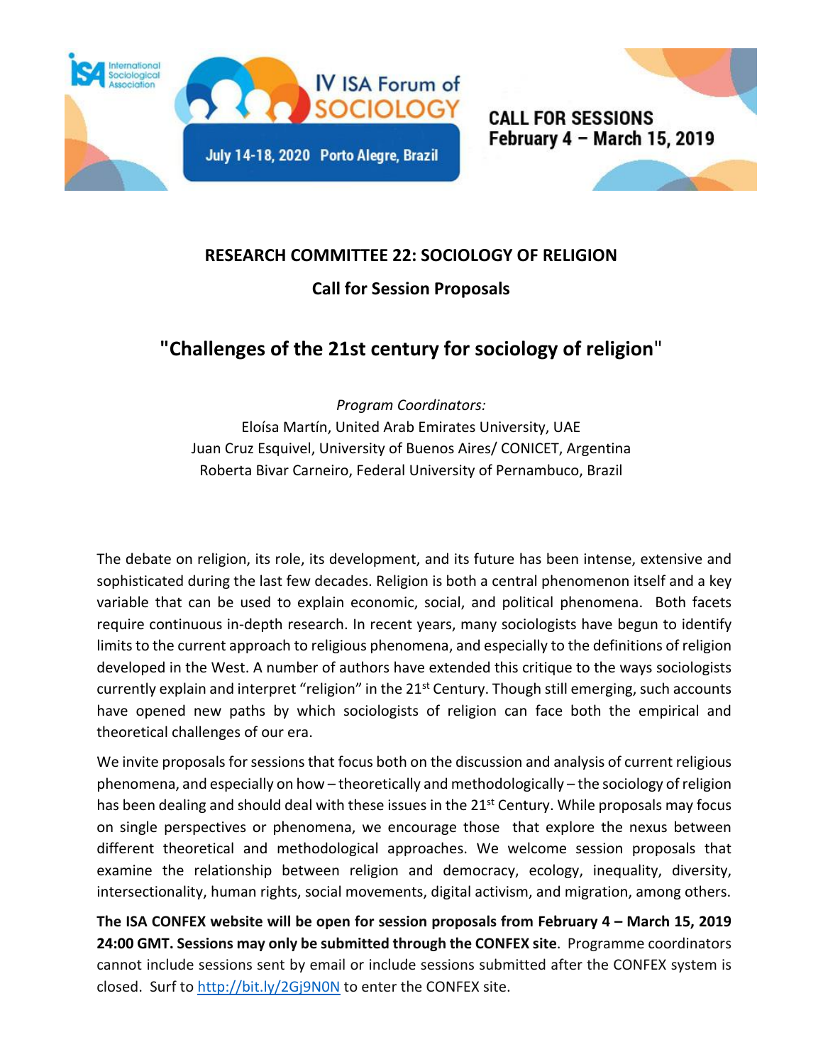IV ISA Forum of SOCIOLOGY

July 14-18, 2020 Porto Alegre, Brazil

CALL FOR SESSIONS
February 4 – March 15, 2019

## RESEARCH COMMITTEE 22: SOCIOLOGY OF RELIGION

### Call for Session Proposals

# "Challenges of the 21st century for sociology of religion"

*Program Coordinators:*
Eloísa Martín, United Arab Emirates University, UAE
Juan Cruz Esquivel, University of Buenos Aires/ CONICET, Argentina
Roberta Bivar Carneiro, Federal University of Pernambuco, Brazil

The debate on religion, its role, its development, and its future has been intense, extensive and sophisticated during the last few decades. Religion is both a central phenomenon itself and a key variable that can be used to explain economic, social, and political phenomena. Both facets require continuous in-depth research. In recent years, many sociologists have begun to identify limits to the current approach to religious phenomena, and especially to the definitions of religion developed in the West. A number of authors have extended this critique to the ways sociologists currently explain and interpret "religion" in the 21st Century. Though still emerging, such accounts have opened new paths by which sociologists of religion can face both the empirical and theoretical challenges of our era.

We invite proposals for sessions that focus both on the discussion and analysis of current religious phenomena, and especially on how – theoretically and methodologically – the sociology of religion has been dealing and should deal with these issues in the 21st Century. While proposals may focus on single perspectives or phenomena, we encourage those that explore the nexus between different theoretical and methodological approaches. We welcome session proposals that examine the relationship between religion and democracy, ecology, inequality, diversity, intersectionality, human rights, social movements, digital activism, and migration, among others.

**The ISA CONFEX website will be open for session proposals from February 4 – March 15, 2019 24:00 GMT. Sessions may only be submitted through the CONFEX site**. Programme coordinators cannot include sessions sent by email or include sessions submitted after the CONFEX system is closed. Surf to http://bit.ly/2Gj9N0N to enter the CONFEX site.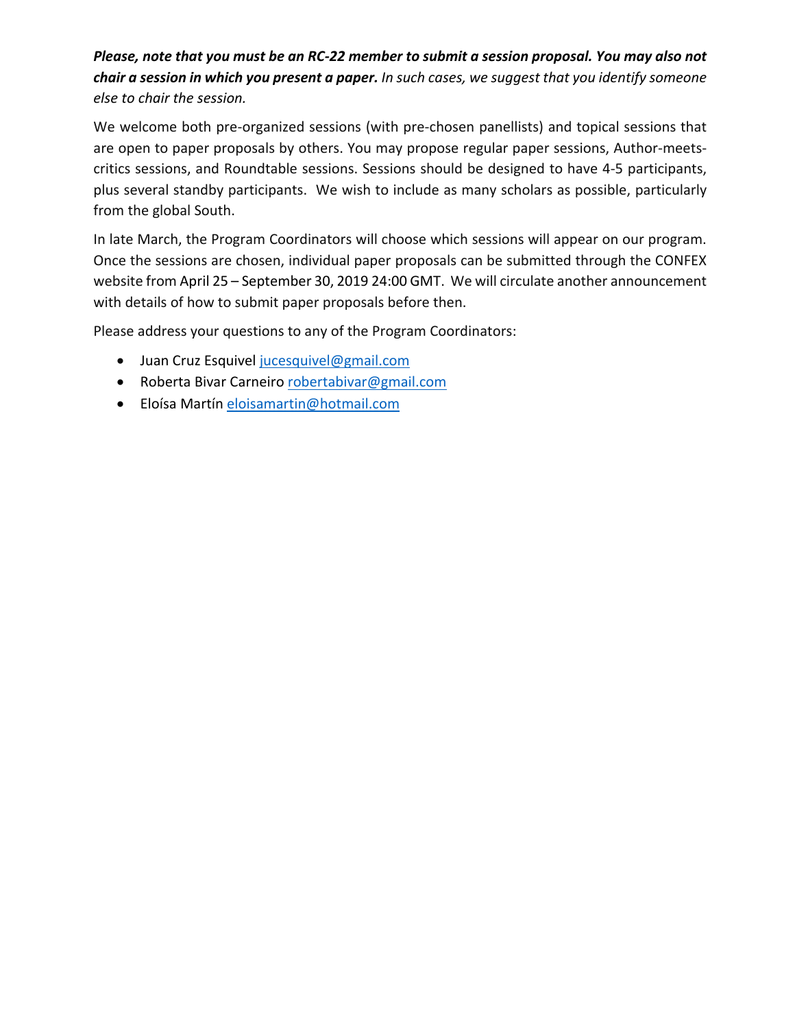***Please, note that you must be an RC-22 member to submit a session proposal. You may also not chair a session in which you present a paper.** In such cases, we suggest that you identify someone else to chair the session.*

We welcome both pre-organized sessions (with pre-chosen panellists) and topical sessions that are open to paper proposals by others. You may propose regular paper sessions, Author-meets-critics sessions, and Roundtable sessions. Sessions should be designed to have 4-5 participants, plus several standby participants. We wish to include as many scholars as possible, particularly from the global South.

In late March, the Program Coordinators will choose which sessions will appear on our program. Once the sessions are chosen, individual paper proposals can be submitted through the CONFEX website from April 25 – September 30, 2019 24:00 GMT. We will circulate another announcement with details of how to submit paper proposals before then.

Please address your questions to any of the Program Coordinators:

- Juan Cruz Esquivel jucesquivel@gmail.com
- Roberta Bivar Carneiro robertabivar@gmail.com
- Eloísa Martín eloisamartin@hotmail.com